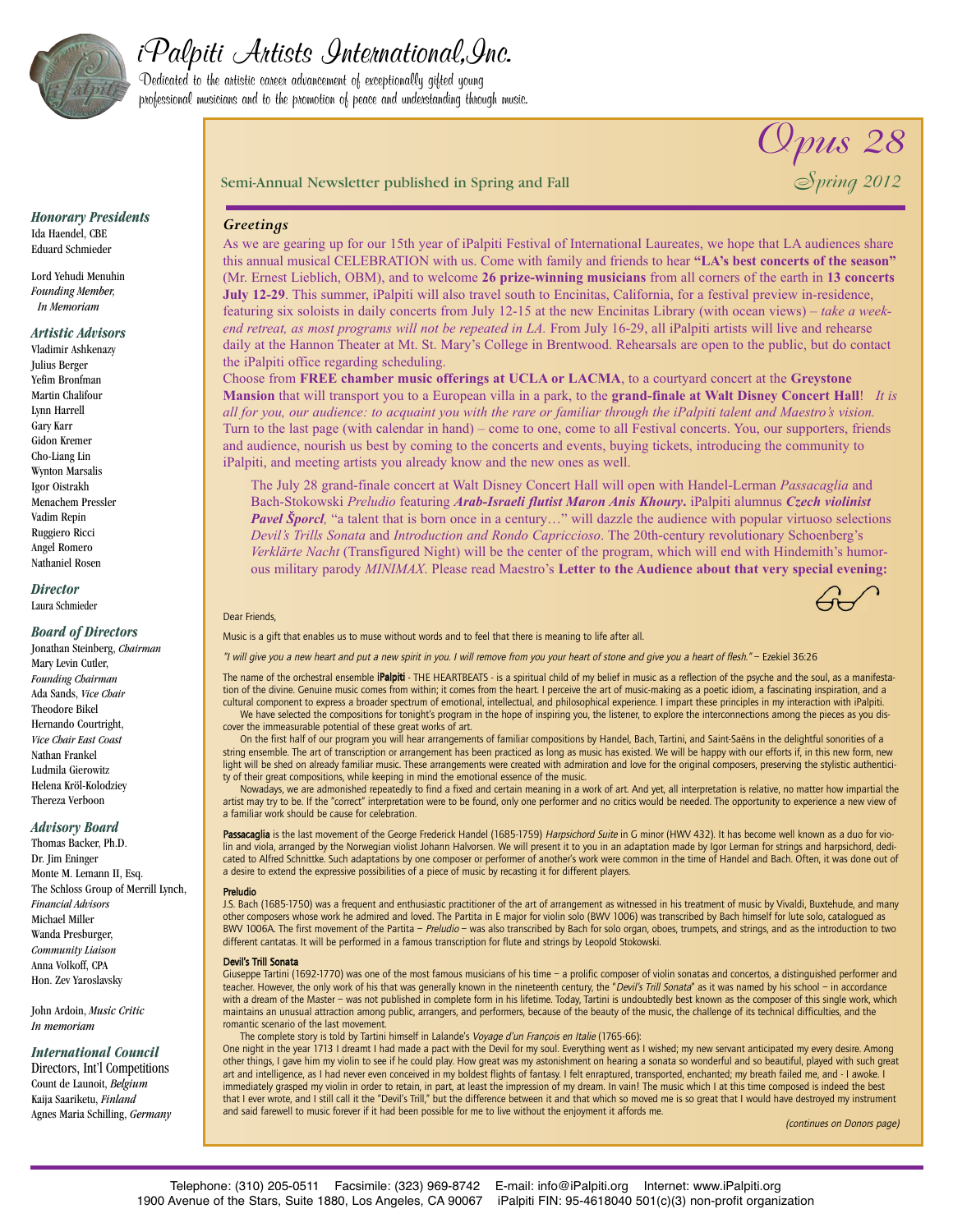# iPalpiti Artists International, Inc.

Dedicated to the artistic career advancement of exceptionally gifted young professional musicians and to the promotion of peace and understanding through music.

Semi-Annual Newsletter published in Spring and Fall

**Opus 28**
*Spring 2012*

***Honorary Presidents***
Ida Haendel, CBE
Eduard Schmieder

Lord Yehudi Menuhin
*Founding Member, In Memoriam*

***Artistic Advisors***
Vladimir Ashkenazy
Julius Berger
Yefim Bronfman
Martin Chalifour
Lynn Harrell
Gary Karr
Gidon Kremer
Cho-Liang Lin
Wynton Marsalis
Igor Oistrakh
Menachem Pressler
Vadim Repin
Ruggiero Ricci
Angel Romero
Nathaniel Rosen

***Director***
Laura Schmieder

***Board of Directors***
Jonathan Steinberg, *Chairman*
Mary Levin Cutler, *Founding Chairman*
Ada Sands, *Vice Chair*
Theodore Bikel
Hernando Courtright, *Vice Chair East Coast*
Nathan Frankel
Ludmila Gierowitz
Helena Kröl-Kolodziey
Thereza Verboon

***Advisory Board***
Thomas Backer, Ph.D.
Dr. Jim Eninger
Monte M. Lemann II, Esq.
The Schloss Group of Merrill Lynch, *Financial Advisors*
Michael Miller
Wanda Presburger, *Community Liaison*
Anna Volkoff, CPA
Hon. Zev Yaroslavsky

John Ardoin, *Music Critic In memoriam*

***International Council***
Directors, Int'l Competitions
Count de Launoit, *Belgium*
Kaija Saariketu, *Finland*
Agnes Maria Schilling, *Germany*

## *Greetings*

As we are gearing up for our 15th year of iPalpiti Festival of International Laureates, we hope that LA audiences share this annual musical CELEBRATION with us. Come with family and friends to hear **"LA's best concerts of the season"** (Mr. Ernest Lieblich, OBM), and to welcome **26 prize-winning musicians** from all corners of the earth in **13 concerts July 12-29**. This summer, iPalpiti will also travel south to Encinitas, California, for a festival preview in-residence, featuring six soloists in daily concerts from July 12-15 at the new Encinitas Library (with ocean views) – *take a week-end retreat, as most programs will not be repeated in LA.* From July 16-29, all iPalpiti artists will live and rehearse daily at the Hannon Theater at Mt. St. Mary's College in Brentwood. Rehearsals are open to the public, but do contact the iPalpiti office regarding scheduling.

Choose from **FREE chamber music offerings at UCLA or LACMA**, to a courtyard concert at the **Greystone Mansion** that will transport you to a European villa in a park, to the **grand-finale at Walt Disney Concert Hall**! *It is all for you, our audience: to acquaint you with the rare or familiar through the iPalpiti talent and Maestro's vision.* Turn to the last page (with calendar in hand) – come to one, come to all Festival concerts. You, our supporters, friends and audience, nourish us best by coming to the concerts and events, buying tickets, introducing the community to iPalpiti, and meeting artists you already know and the new ones as well.

The July 28 grand-finale concert at Walt Disney Concert Hall will open with Handel-Lerman *Passacaglia* and Bach-Stokowski *Preludio* featuring ***Arab-Israeli flutist Maron Anis Khoury***. iPalpiti alumnus ***Czech violinist Pavel Šporcl***, "a talent that is born once in a century…" will dazzle the audience with popular virtuoso selections *Devil's Trills Sonata* and *Introduction and Rondo Capriccioso*. The 20th-century revolutionary Schoenberg's *Verklärte Nacht* (Transfigured Night) will be the center of the program, which will end with Hindemith's humorous military parody *MINIMAX*. Please read Maestro's **Letter to the Audience about that very special evening:**

Dear Friends,

Music is a gift that enables us to muse without words and to feel that there is meaning to life after all.

*"I will give you a new heart and put a new spirit in you. I will remove from you your heart of stone and give you a heart of flesh."* – Ezekiel 36:26

The name of the orchestral ensemble **iPalpiti** - THE HEARTBEATS - is a spiritual child of my belief in music as a reflection of the psyche and the soul, as a manifestation of the divine. Genuine music comes from within; it comes from the heart. I perceive the art of music-making as a poetic idiom, a fascinating inspiration, and a cultural component to express a broader spectrum of emotional, intellectual, and philosophical experience. I impart these principles in my interaction with iPalpiti.

We have selected the compositions for tonight's program in the hope of inspiring you, the listener, to explore the interconnections among the pieces as you discover the immeasurable potential of these great works of art.

On the first half of our program you will hear arrangements of familiar compositions by Handel, Bach, Tartini, and Saint-Saëns in the delightful sonorities of a string ensemble. The art of transcription or arrangement has been practiced as long as music has existed. We will be happy with our efforts if, in this new form, new light will be shed on already familiar music. These arrangements were created with admiration and love for the original composers, preserving the stylistic authenticity of their great compositions, while keeping in mind the emotional essence of the music.

Nowadays, we are admonished repeatedly to find a fixed and certain meaning in a work of art. And yet, all interpretation is relative, no matter how impartial the artist may try to be. If the "correct" interpretation were to be found, only one performer and no critics would be needed. The opportunity to experience a new view of a familiar work should be cause for celebration.

**Passacaglia** is the last movement of the George Frederick Handel (1685-1759) *Harpsichord Suite* in G minor (HWV 432). It has become well known as a duo for violin and viola, arranged by the Norwegian violist Johann Halvorsen. We will present it to you in an adaptation made by Igor Lerman for strings and harpsichord, dedicated to Alfred Schnittke. Such adaptations by one composer or performer of another's work were common in the time of Handel and Bach. Often, it was done out of a desire to extend the expressive possibilities of a piece of music by recasting it for different players.

**Preludio**
J.S. Bach (1685-1750) was a frequent and enthusiastic practitioner of the art of arrangement as witnessed in his treatment of music by Vivaldi, Buxtehude, and many other composers whose work he admired and loved. The Partita in E major for violin solo (BWV 1006) was transcribed by Bach himself for lute solo, catalogued as BWV 1006A. The first movement of the Partita – *Preludio* – was also transcribed by Bach for solo organ, oboes, trumpets, and strings, and as the introduction to two different cantatas. It will be performed in a famous transcription for flute and strings by Leopold Stokowski.

**Devil's Trill Sonata**
Giuseppe Tartini (1692-1770) was one of the most famous musicians of his time – a prolific composer of violin sonatas and concertos, a distinguished performer and teacher. However, the only work of his that was generally known in the nineteenth century, the "*Devil's Trill Sonata*" as it was named by his school – in accordance with a dream of the Master – was not published in complete form in his lifetime. Today, Tartini is undoubtedly best known as the composer of this single work, which maintains an unusual attraction among public, arrangers, and performers, because of the beauty of the music, the challenge of its technical difficulties, and the romantic scenario of the last movement.

The complete story is told by Tartini himself in Lalande's *Voyage d'un François en Italie* (1765-66):

One night in the year 1713 I dreamt I had made a pact with the Devil for my soul. Everything went as I wished; my new servant anticipated my every desire. Among other things, I gave him my violin to see if he could play. How great was my astonishment on hearing a sonata so wonderful and so beautiful, played with such great art and intelligence, as I had never even conceived in my boldest flights of fantasy. I felt enraptured, transported, enchanted; my breath failed me, and - I awoke. I immediately grasped my violin in order to retain, in part, at least the impression of my dream. In vain! The music which I at this time composed is indeed the best that I ever wrote, and I still call it the "Devil's Trill," but the difference between it and that which so moved me is so great that I would have destroyed my instrument and said farewell to music forever if it had been possible for me to live without the enjoyment it affords me.

*(continues on Donors page)*

Telephone: (310) 205-0511 Facsimile: (323) 969-8742 E-mail: info@iPalpiti.org Internet: www.iPalpiti.org
1900 Avenue of the Stars, Suite 1880, Los Angeles, CA 90067 iPalpiti FIN: 95-4618040 501(c)(3) non-profit organization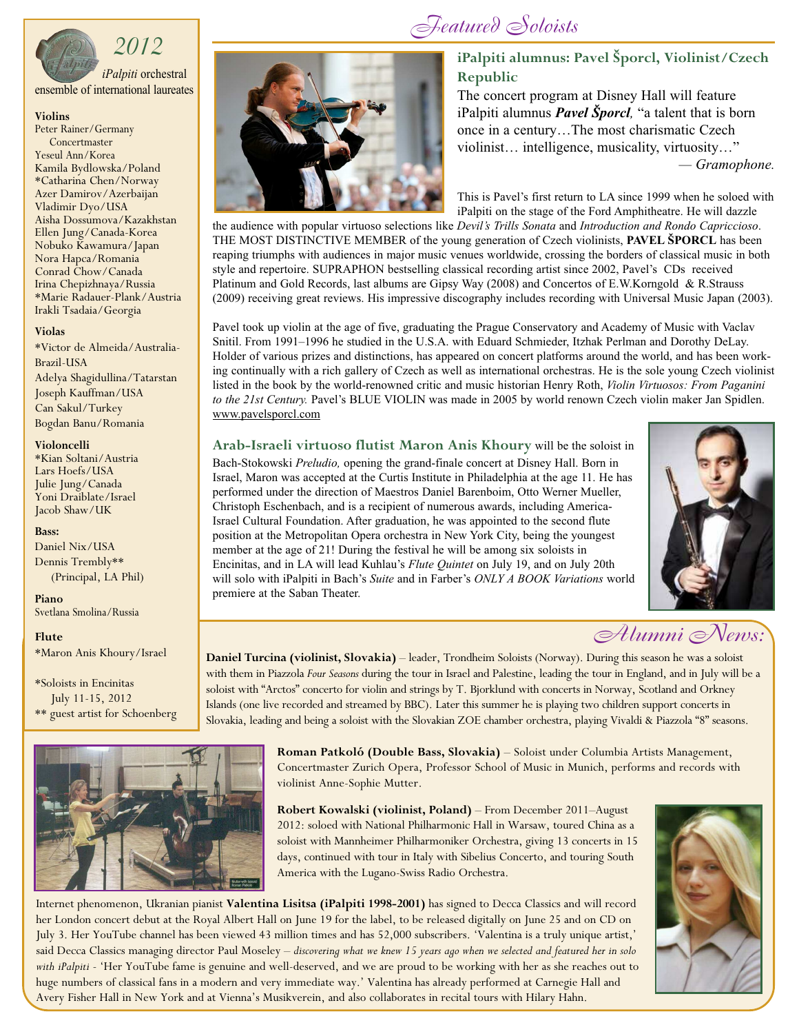# Featured Soloists

## 2012

*iPalpiti* orchestral ensemble of international laureates

**Violins**

Peter Rainer/Germany
Concertmaster
Yeseul Ann/Korea
Kamila Bydlowska/Poland
*Catharina Chen/Norway
Azer Damirov/Azerbaijan
Vladimir Dyo/USA
Aisha Dossumova/Kazakhstan
Ellen Jung/Canada-Korea
Nobuko Kawamura/Japan
Nora Hapca/Romania
Conrad Chow/Canada
Irina Chepizhnaya/Russia
*Marie Radauer-Plank/Austria
Irakli Tsadaia/Georgia

**Violas**

*Victor de Almeida/Australia-Brazil-USA
Adelya Shagidullina/Tatarstan
Joseph Kauffman/USA
Can Sakul/Turkey
Bogdan Banu/Romania

**Violoncelli**

*Kian Soltani/Austria
Lars Hoefs/USA
Julie Jung/Canada
Yoni Draiblate/Israel
Jacob Shaw/UK

**Bass:**

Daniel Nix/USA
Dennis Trembly**
(Principal, LA Phil)

**Piano**

Svetlana Smolina/Russia

**Flute**

*Maron Anis Khoury/Israel

*Soloists in Encinitas
July 11-15, 2012
** guest artist for Schoenberg

### iPalpiti alumnus: Pavel Šporcl, Violinist/Czech Republic

The concert program at Disney Hall will feature iPalpiti alumnus ***Pavel Šporcl,*** "a talent that is born once in a century…The most charismatic Czech violinist… intelligence, musicality, virtuosity…" — *Gramophone.*

This is Pavel's first return to LA since 1999 when he soloed with iPalpiti on the stage of the Ford Amphitheatre. He will dazzle the audience with popular virtuoso selections like *Devil's Trills Sonata* and *Introduction and Rondo Capriccioso*. THE MOST DISTINCTIVE MEMBER of the young generation of Czech violinists, **PAVEL ŠPORCL** has been reaping triumphs with audiences in major music venues worldwide, crossing the borders of classical music in both style and repertoire. SUPRAPHON bestselling classical recording artist since 2002, Pavel's CDs received Platinum and Gold Records, last albums are Gipsy Way (2008) and Concertos of E.W.Korngold & R.Strauss (2009) receiving great reviews. His impressive discography includes recording with Universal Music Japan (2003).

Pavel took up violin at the age of five, graduating the Prague Conservatory and Academy of Music with Vaclav Snitil. From 1991–1996 he studied in the U.S.A. with Eduard Schmieder, Itzhak Perlman and Dorothy DeLay. Holder of various prizes and distinctions, has appeared on concert platforms around the world, and has been working continually with a rich gallery of Czech as well as international orchestras. He is the sole young Czech violinist listed in the book by the world-renowned critic and music historian Henry Roth, *Violin Virtuosos: From Paganini to the 21st Century.* Pavel's BLUE VIOLIN was made in 2005 by world renown Czech violin maker Jan Spidlen. www.pavelsporcl.com

**Arab-Israeli virtuoso flutist Maron Anis Khoury** will be the soloist in Bach-Stokowski *Preludio,* opening the grand-finale concert at Disney Hall. Born in Israel, Maron was accepted at the Curtis Institute in Philadelphia at the age 11. He has performed under the direction of Maestros Daniel Barenboim, Otto Werner Mueller, Christoph Eschenbach, and is a recipient of numerous awards, including America-Israel Cultural Foundation. After graduation, he was appointed to the second flute position at the Metropolitan Opera orchestra in New York City, being the youngest member at the age of 21! During the festival he will be among six soloists in Encinitas, and in LA will lead Kuhlau's *Flute Quintet* on July 19, and on July 20th will solo with iPalpiti in Bach's *Suite* and in Farber's *ONLY A BOOK Variations* world premiere at the Saban Theater.

## Alumni News:

**Daniel Turcina (violinist, Slovakia)** – leader, Trondheim Soloists (Norway). During this season he was a soloist with them in Piazzola *Four Seasons* during the tour in Israel and Palestine, leading the tour in England, and in July will be a soloist with "Arctos" concerto for violin and strings by T. Bjorklund with concerts in Norway, Scotland and Orkney Islands (one live recorded and streamed by BBC). Later this summer he is playing two children support concerts in Slovakia, leading and being a soloist with the Slovakian ZOE chamber orchestra, playing Vivaldi & Piazzola "8" seasons.

**Roman Patkoló (Double Bass, Slovakia)** – Soloist under Columbia Artists Management, Concertmaster Zurich Opera, Professor School of Music in Munich, performs and records with violinist Anne-Sophie Mutter.

**Robert Kowalski (violinist, Poland)** – From December 2011–August 2012: soloed with National Philharmonic Hall in Warsaw, toured China as a soloist with Mannheimer Philharmoniker Orchestra, giving 13 concerts in 15 days, continued with tour in Italy with Sibelius Concerto, and touring South America with the Lugano-Swiss Radio Orchestra.

Internet phenomenon, Ukranian pianist **Valentina Lisitsa (iPalpiti 1998-2001)** has signed to Decca Classics and will record her London concert debut at the Royal Albert Hall on June 19 for the label, to be released digitally on June 25 and on CD on July 3. Her YouTube channel has been viewed 43 million times and has 52,000 subscribers. 'Valentina is a truly unique artist,' said Decca Classics managing director Paul Moseley – *discovering what we knew 15 years ago when we selected and featured her in solo with iPalpiti* - 'Her YouTube fame is genuine and well-deserved, and we are proud to be working with her as she reaches out to huge numbers of classical fans in a modern and very immediate way.' Valentina has already performed at Carnegie Hall and Avery Fisher Hall in New York and at Vienna's Musikverein, and also collaborates in recital tours with Hilary Hahn.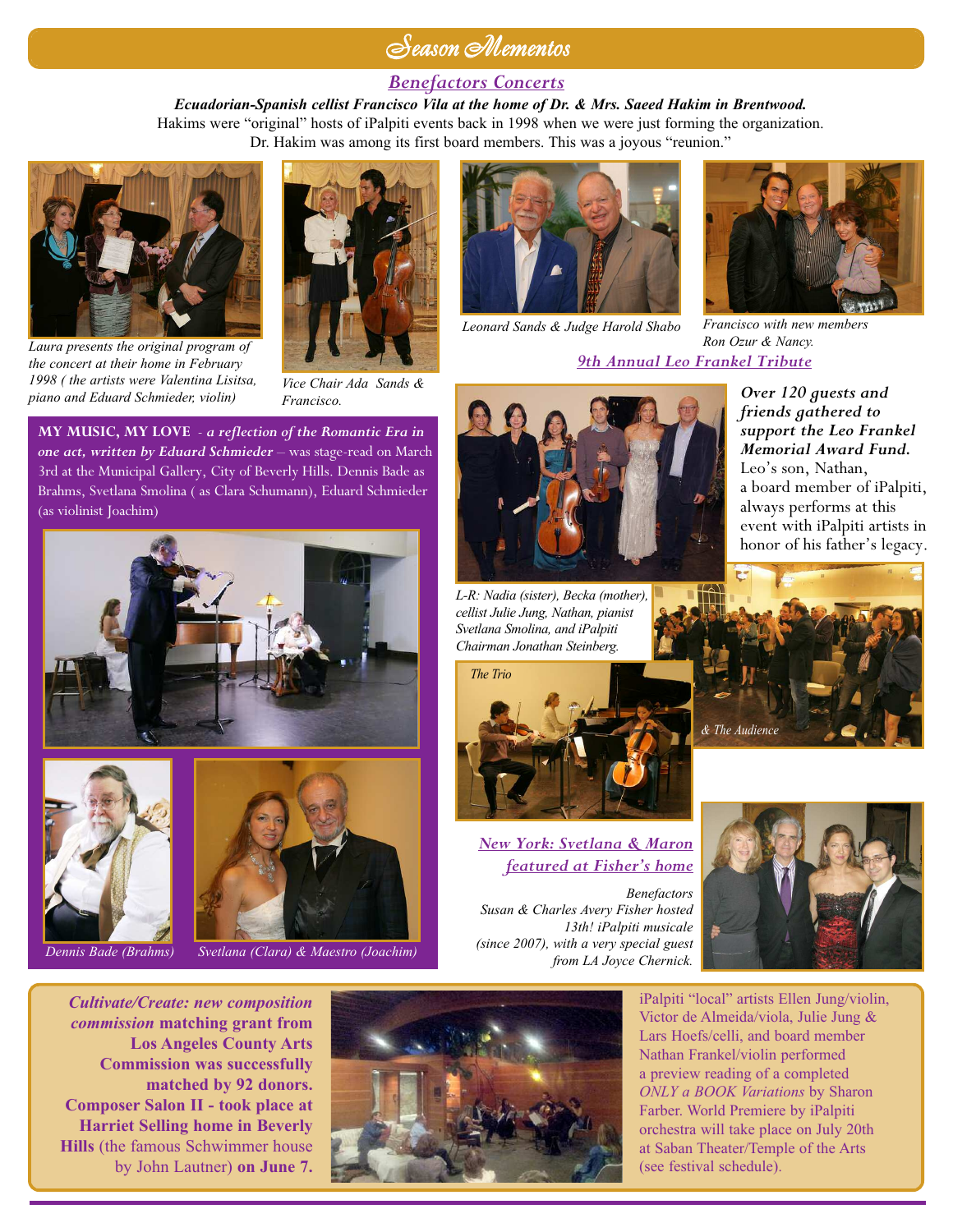# Season Mementos

## Benefactors Concerts

***Ecuadorian-Spanish cellist Francisco Vila at the home of Dr. & Mrs. Saeed Hakim in Brentwood.***

Hakims were "original" hosts of iPalpiti events back in 1998 when we were just forming the organization. Dr. Hakim was among its first board members. This was a joyous "reunion."

*Laura presents the original program of the concert at their home in February 1998 ( the artists were Valentina Lisitsa, piano and Eduard Schmieder, violin)*

*Vice Chair Ada Sands & Francisco.*

*Leonard Sands & Judge Harold Shabo*

*Francisco with new members Ron Ozur & Nancy.*

**MY MUSIC, MY LOVE** - ***a reflection of the Romantic Era in one act, written by Eduard Schmieder*** – was stage-read on March 3rd at the Municipal Gallery, City of Beverly Hills. Dennis Bade as Brahms, Svetlana Smolina ( as Clara Schumann), Eduard Schmieder (as violinist Joachim)

*Dennis Bade (Brahms)*

*Svetlana (Clara) & Maestro (Joachim)*

## 9th Annual Leo Frankel Tribute

***Over 120 guests and friends gathered to support the Leo Frankel Memorial Award Fund.*** Leo's son, Nathan, a board member of iPalpiti, always performs at this event with iPalpiti artists in honor of his father's legacy.

*L-R: Nadia (sister), Becka (mother), cellist Julie Jung, Nathan, pianist Svetlana Smolina, and iPalpiti Chairman Jonathan Steinberg.*

*The Trio*

*& The Audience*

## New York: Svetlana & Maron featured at Fisher's home

*Benefactors Susan & Charles Avery Fisher hosted 13th! iPalpiti musicale (since 2007), with a very special guest from LA Joyce Chernick.*

***Cultivate/Create: new composition commission* matching grant from Los Angeles County Arts Commission was successfully matched by 92 donors. Composer Salon II - took place at Harriet Selling home in Beverly Hills** (the famous Schwimmer house by John Lautner) **on June 7.**

iPalpiti "local" artists Ellen Jung/violin, Victor de Almeida/viola, Julie Jung & Lars Hoefs/celli, and board member Nathan Frankel/violin performed a preview reading of a completed *ONLY a BOOK Variations* by Sharon Farber. World Premiere by iPalpiti orchestra will take place on July 20th at Saban Theater/Temple of the Arts (see festival schedule).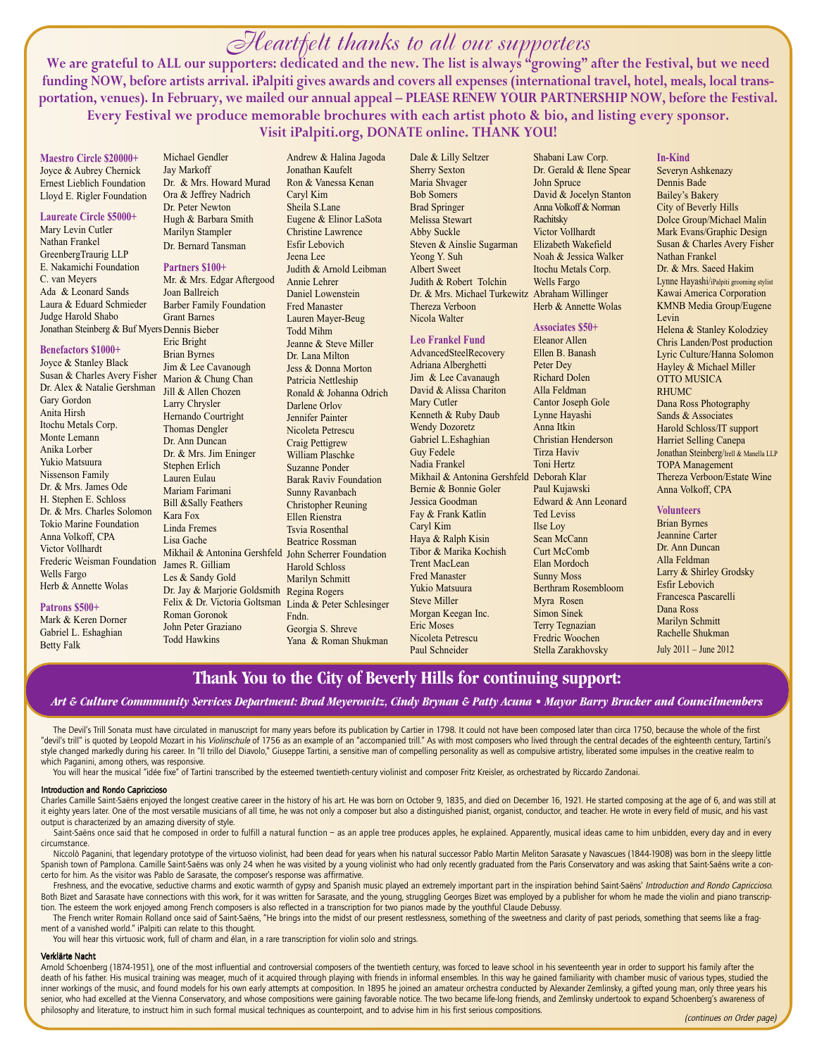# Heartfelt thanks to all our supporters

**We are grateful to ALL our supporters: dedicated and the new. The list is always "growing" after the Festival, but we need funding NOW, before artists arrival. iPalpiti gives awards and covers all expenses (international travel, hotel, meals, local transportation, venues). In February, we mailed our annual appeal – PLEASE RENEW YOUR PARTNERSHIP NOW, before the Festival. Every Festival we produce memorable brochures with each artist photo & bio, and listing every sponsor. Visit iPalpiti.org, DONATE online. THANK YOU!**

### Maestro Circle $20000+
Joyce & Aubrey Chernick
Ernest Lieblich Foundation
Lloyd E. Rigler Foundation

### Laureate Circle $5000+
Mary Levin Cutler
Nathan Frankel
GreenbergTraurig LLP
E. Nakamichi Foundation
C. van Meyers
Ada & Leonard Sands
Laura & Eduard Schmieder
Judge Harold Shabo
Jonathan Steinberg & Buf Myers

### Benefactors $1000+
Joyce & Stanley Black
Susan & Charles Avery Fisher
Dr. Alex & Natalie Gershman
Gary Gordon
Anita Hirsh
Itochu Metals Corp.
Monte Lemann
Anika Lorber
Yukio Matsuura
Nissenson Family
Dr. & Mrs. James Ode
H. Stephen E. Schloss
Dr. & Mrs. Charles Solomon
Tokio Marine Foundation
Anna Volkoff, CPA
Victor Vollhardt
Frederic Weisman Foundation
Wells Fargo
Herb & Annette Wolas

### Patrons $500+
Mark & Keren Dorner
Gabriel L. Eshaghian
Betty Falk
Michael Gendler
Jay Markoff
Dr. & Mrs. Howard Murad
Ora & Jeffrey Nadrich
Dr. Peter Newton
Hugh & Barbara Smith
Marilyn Stampler
Dr. Bernard Tansman

### Partners $100+
Mr. & Mrs. Edgar Aftergood
Joan Ballreich
Barber Family Foundation
Grant Barnes
Dennis Bieber
Eric Bright
Brian Byrnes
Jim & Lee Cavanough
Marion & Chung Chan
Jill & Allen Chozen
Larry Chrysler
Hernando Courtright
Thomas Dengler
Dr. Ann Duncan
Dr. & Mrs. Jim Eninger
Stephen Erlich
Lauren Eulau
Mariam Farimani
Bill &Sally Feathers
Kara Fox
Linda Fremes
Lisa Gache
Mikhail & Antonina Gershfeld
James R. Gilliam
Les & Sandy Gold
Dr. Jay & Marjorie Goldsmith
Felix & Dr. Victoria Goltsman
Roman Goronok
John Peter Graziano
Todd Hawkins
Andrew & Halina Jagoda
Jonathan Kaufelt
Ron & Vanessa Kenan
Caryl Kim
Sheila S.Lane
Eugene & Elinor LaSota
Christine Lawrence
Esfir Lebovich
Jeena Lee
Judith & Arnold Leibman
Annie Lehrer
Daniel Lowenstein
Fred Manaster
Lauren Mayer-Beug
Todd Mihm
Jeanne & Steve Miller
Dr. Lana Milton
Jess & Donna Morton
Patricia Nettleship
Ronald & Johanna Odrich
Darlene Orlov
Jennifer Painter
Nicoleta Petrescu
Craig Pettigrew
William Plaschke
Suzanne Ponder
Barak Raviv Foundation
Sunny Ravanbach
Christopher Reuning
Ellen Rienstra
Tsvia Rosenthal
Beatrice Rossman
John Scherrer Foundation
Harold Schloss
Marilyn Schmitt
Regina Rogers
Linda & Peter Schlesinger Fndn.
Georgia S. Shreve
Yana & Roman Shukman
Dale & Lilly Seltzer
Sherry Sexton
Maria Shvager
Bob Somers
Brad Springer
Melissa Stewart
Abby Suckle
Steven & Ainslie Sugarman
Yeong Y. Suh
Albert Sweet
Judith & Robert Tolchin
Dr. & Mrs. Michael Turkewitz
Thereza Verboon
Nicola Walter
Shabani Law Corp.
Dr. Gerald & Ilene Spear
John Spruce
David & Jocelyn Stanton
Anna Volkoff & Norman Rachitsky
Victor Vollhardt
Elizabeth Wakefield
Noah & Jessica Walker
Itochu Metals Corp.
Wells Fargo
Abraham Willinger
Herb & Annette Wolas

### Leo Frankel Fund
AdvancedSteelRecovery
Adriana Alberghetti
Jim & Lee Cavanaugh
David & Alissa Chariton
Mary Cutler
Kenneth & Ruby Daub
Wendy Dozoretz
Gabriel L.Eshaghian
Guy Fedele
Nadia Frankel
Mikhail & Antonina Gershfeld
Bernie & Bonnie Goler
Jessica Goodman
Fay & Frank Katlin
Caryl Kim
Haya & Ralph Kisin
Tibor & Marika Kochish
Trent MacLean
Fred Manaster
Yukio Matsuura
Steve Miller
Morgan Keegan Inc.
Eric Moses
Nicoleta Petrescu
Paul Schneider

### Associates $50+
Eleanor Allen
Ellen B. Banash
Peter Dey
Richard Dolen
Alla Feldman
Cantor Joseph Gole
Lynne Hayashi
Anna Itkin
Christian Henderson
Tirza Haviv
Toni Hertz
Deborah Klar
Paul Kujawski
Edward & Ann Leonard
Ted Leviss
Ilse Loy
Sean McCann
Curt McComb
Elan Mordoch
Sunny Moss
Berthram Rosembloom
Myra Rosen
Simon Sinek
Terry Tegnazian
Fredric Woochen
Stella Zarakhovsky

### In-Kind
Severyn Ashkenazy
Dennis Bade
Bailey's Bakery
City of Beverly Hills
Dolce Group/Michael Malin
Mark Evans/Graphic Design
Susan & Charles Avery Fisher
Nathan Frankel
Dr. & Mrs. Saeed Hakim
Lynne Hayashi/iPalpiti grooming stylist
Kawai America Corporation
KMNB Media Group/Eugene Levin
Helena & Stanley Kolodziey
Chris Landen/Post production
Lyric Culture/Hanna Solomon
Hayley & Michael Miller
OTTO MUSICA
RHUMC
Dana Ross Photography
Sands & Associates
Harold Schloss/IT support
Harriet Selling Canepa
Jonathan Steinberg/Irell & Manella LLP
TOPA Management
Thereza Verboon/Estate Wine
Anna Volkoff, CPA

### Volunteers
Brian Byrnes
Jeannine Carter
Dr. Ann Duncan
Alla Feldman
Larry & Shirley Grodsky
Esfir Lebovich
Francesca Pascarelli
Dana Ross
Marilyn Schmitt
Rachelle Shukman

July 2011 – June 2012

## Thank You to the City of Beverly Hills for continuing support:

*Art & Culture Commmunity Services Department: Brad Meyerowitz, Cindy Brynan & Patty Acuna • Mayor Barry Brucker and Councilmembers*

The Devil's Trill Sonata must have circulated in manuscript for many years before its publication by Cartier in 1798. It could not have been composed later than circa 1750, because the whole of the first "devil's trill" is quoted by Leopold Mozart in his *Violinschule* of 1756 as an example of an "accompanied trill." As with most composers who lived through the central decades of the eighteenth century, Tartini's style changed markedly during his career. In "Il trillo del Diavolo," Giuseppe Tartini, a sensitive man of compelling personality as well as compulsive artistry, liberated some impulses in the creative realm to which Paganini, among others, was responsive.

You will hear the musical "idée fixe" of Tartini transcribed by the esteemed twentieth-century violinist and composer Fritz Kreisler, as orchestrated by Riccardo Zandonai.

### Introduction and Rondo Capriccioso

Charles Camille Saint-Saëns enjoyed the longest creative career in the history of his art. He was born on October 9, 1835, and died on December 16, 1921. He started composing at the age of 6, and was still at it eighty years later. One of the most versatile musicians of all time, he was not only a composer but also a distinguished pianist, organist, conductor, and teacher. He wrote in every field of music, and his vast output is characterized by an amazing diversity of style.

Saint-Saëns once said that he composed in order to fulfill a natural function – as an apple tree produces apples, he explained. Apparently, musical ideas came to him unbidden, every day and in every circumstance.

Niccolò Paganini, that legendary prototype of the virtuoso violinist, had been dead for years when his natural successor Pablo Martin Meliton Sarasate y Navascues (1844-1908) was born in the sleepy little Spanish town of Pamplona. Camille Saint-Saëns was only 24 when he was visited by a young violinist who had only recently graduated from the Paris Conservatory and was asking that Saint-Saëns write a concerto for him. As the visitor was Pablo de Sarasate, the composer's response was affirmative.

Freshness, and the evocative, seductive charms and exotic warmth of gypsy and Spanish music played an extremely important part in the inspiration behind Saint-Saëns' *Introduction and Rondo Capriccioso*. Both Bizet and Sarasate have connections with this work, for it was written for Sarasate, and the young, struggling Georges Bizet was employed by a publisher for whom he made the violin and piano transcription. The esteem the work enjoyed among French composers is also reflected in a transcription for two pianos made by the youthful Claude Debussy.

The French writer Romain Rolland once said of Saint-Saëns, "He brings into the midst of our present restlessness, something of the sweetness and clarity of past periods, something that seems like a fragment of a vanished world." iPalpiti can relate to this thought.

You will hear this virtuosic work, full of charm and élan, in a rare transcription for violin solo and strings.

### Verklärte Nacht

Arnold Schoenberg (1874-1951), one of the most influential and controversial composers of the twentieth century, was forced to leave school in his seventeenth year in order to support his family after the death of his father. His musical training was meager, much of it acquired through playing with friends in informal ensembles. In this way he gained familiarity with chamber music of various types, studied the inner workings of the music, and found models for his own early attempts at composition. In 1895 he joined an amateur orchestra conducted by Alexander Zemlinsky, a gifted young man, only three years his senior, who had excelled at the Vienna Conservatory, and whose compositions were gaining favorable notice. The two became life-long friends, and Zemlinsky undertook to expand Schoenberg's awareness of philosophy and literature, to instruct him in such formal musical techniques as counterpoint, and to advise him in his first serious compositions.

*(continues on Order page)*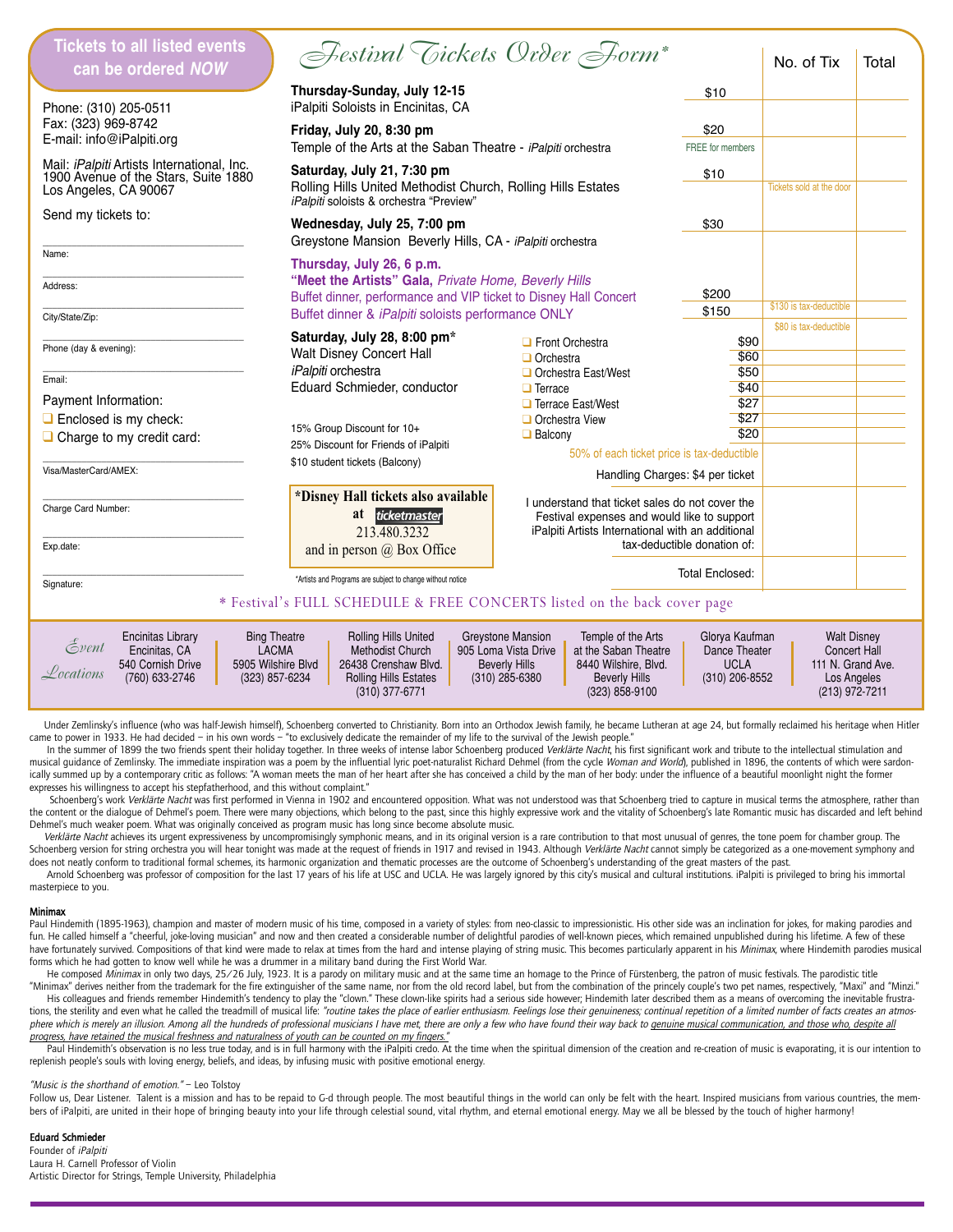**Tickets to all listed events can be ordered *NOW***

Phone: (310) 205-0511
Fax: (323) 969-8742
E-mail: info@iPalpiti.org

Mail: *iPalpiti* Artists International, Inc.
1900 Avenue of the Stars, Suite 1880
Los Angeles, CA 90067

Send my tickets to:

Name: ______________________

Address: ______________________

City/State/Zip: ______________________

Phone (day & evening): ______________________

Email: ______________________

Payment Information:

- ❑ Enclosed is my check:
- ❑ Charge to my credit card:

Visa/MasterCard/AMEX: ______________________

Charge Card Number: ______________________

Exp.date: ______________________

Signature: ______________________

# *Festival Tickets Order Form**

| Event | Price | No. of Tix | Total |
|---|---|---|---|
| **Thursday-Sunday, July 12-15** iPalpiti Soloists in Encinitas, CA | $10 | | |
| **Friday, July 20, 8:30 pm** Temple of the Arts at the Saban Theatre - *iPalpiti* orchestra | $20 FREE for members | | |
| **Saturday, July 21, 7:30 pm** Rolling Hills United Methodist Church, Rolling Hills Estates *iPalpiti* soloists & orchestra "Preview" | $10 | Tickets sold at the door | |
| **Wednesday, July 25, 7:00 pm** Greystone Mansion Beverly Hills, CA - *iPalpiti* orchestra | $30 | | |
| **Thursday, July 26, 6 p.m.** **"Meet the Artists" Gala,** *Private Home, Beverly Hills* Buffet dinner, performance and VIP ticket to Disney Hall Concert | $200 | $130 is tax-deductible | |
| Buffet dinner & *iPalpiti* soloists performance ONLY | $150 | $80 is tax-deductible | |
| **Saturday, July 28, 8:00 pm*** Walt Disney Concert Hall *iPalpiti* orchestra Eduard Schmieder, conductor — ❑ Front Orchestra | $90 | | |
| ❑ Orchestra | $60 | | |
| ❑ Orchestra East/West | $50 | | |
| ❑ Terrace | $40 | | |
| ❑ Terrace East/West | $27 | | |
| ❑ Orchestra View | $27 | | |
| ❑ Balcony | $20 | | |
| 50% of each ticket price is tax-deductible | | | |
| Handling Charges: $4 per ticket | | | |
| I understand that ticket sales do not cover the Festival expenses and would like to support iPalpiti Artists International with an additional tax-deductible donation of: | | | |
| Total Enclosed: | | | |

15% Group Discount for 10+
25% Discount for Friends of iPalpiti
$10 student tickets (Balcony)

**\*Disney Hall tickets also available at ticketmaster 213.480.3232 and in person @ Box Office**

*Artists and Programs are subject to change without notice

\* Festival's FULL SCHEDULE & FREE CONCERTS listed on the back cover page

*Event Locations*

- Encinitas Library, Encinitas, CA, 540 Cornish Drive, (760) 633-2746
- Bing Theatre, LACMA, 5905 Wilshire Blvd, (323) 857-6234
- Rolling Hills United Methodist Church, 26438 Crenshaw Blvd., Rolling Hills Estates, (310) 377-6771
- Greystone Mansion, 905 Loma Vista Drive, Beverly Hills, (310) 285-6380
- Temple of the Arts at the Saban Theatre, 8440 Wilshire, Blvd., Beverly Hills, (323) 858-9100
- Glorya Kaufman Dance Theater, UCLA, (310) 206-8552
- Walt Disney Concert Hall, 111 N. Grand Ave., Los Angeles, (213) 972-7211

Under Zemlinsky's influence (who was half-Jewish himself), Schoenberg converted to Christianity. Born into an Orthodox Jewish family, he became Lutheran at age 24, but formally reclaimed his heritage when Hitler came to power in 1933. He had decided – in his own words – "to exclusively dedicate the remainder of my life to the survival of the Jewish people."

In the summer of 1899 the two friends spent their holiday together. In three weeks of intense labor Schoenberg produced *Verklärte Nacht*, his first significant work and tribute to the intellectual stimulation and musical guidance of Zemlinsky. The immediate inspiration was a poem by the influential lyric poet-naturalist Richard Dehmel (from the cycle *Woman and World*), published in 1896, the contents of which were sardonically summed up by a contemporary critic as follows: "A woman meets the man of her heart after she has conceived a child by the man of her body: under the influence of a beautiful moonlight night the former expresses his willingness to accept his stepfatherhood, and this without complaint."

Schoenberg's work *Verklärte Nacht* was first performed in Vienna in 1902 and encountered opposition. What was not understood was that Schoenberg tried to capture in musical terms the atmosphere, rather than the content or the dialogue of Dehmel's poem. There were many objections, which belong to the past, since this highly expressive work and the vitality of Schoenberg's late Romantic music has discarded and left behind Dehmel's much weaker poem. What was originally conceived as program music has long since become absolute music.

*Verklärte Nacht* achieves its urgent expressiveness by uncompromisingly symphonic means, and in its original version is a rare contribution to that most unusual of genres, the tone poem for chamber group. The Schoenberg version for string orchestra you will hear tonight was made at the request of friends in 1917 and revised in 1943. Although *Verklärte Nacht* cannot simply be categorized as a one-movement symphony and does not neatly conform to traditional formal schemes, its harmonic organization and thematic processes are the outcome of Schoenberg's understanding of the great masters of the past.

Arnold Schoenberg was professor of composition for the last 17 years of his life at USC and UCLA. He was largely ignored by this city's musical and cultural institutions. iPalpiti is privileged to bring his immortal masterpiece to you.

**Minimax**

Paul Hindemith (1895-1963), champion and master of modern music of his time, composed in a variety of styles: from neo-classic to impressionistic. His other side was an inclination for jokes, for making parodies and fun. He called himself a "cheerful, joke-loving musician" and now and then created a considerable number of delightful parodies of well-known pieces, which remained unpublished during his lifetime. A few of these have fortunately survived. Compositions of that kind were made to relax at times from the hard and intense playing of string music. This becomes particularly apparent in his *Minimax*, where Hindemith parodies musical forms which he had gotten to know well while he was a drummer in a military band during the First World War.

He composed *Minimax* in only two days, 25/26 July, 1923. It is a parody on military music and at the same time an homage to the Prince of Fürstenberg, the patron of music festivals. The parodistic title "Minimax" derives neither from the trademark for the fire extinguisher of the same name, nor from the old record label, but from the combination of the princely couple's two pet names, respectively, "Maxi" and "Minzi."

His colleagues and friends remember Hindemith's tendency to play the "clown." These clown-like spirits had a serious side however; Hindemith later described them as a means of overcoming the inevitable frustrations, the sterility and even what he called the treadmill of musical life: *"routine takes the place of earlier enthusiasm. Feelings lose their genuineness; continual repetition of a limited number of facts creates an atmosphere which is merely an illusion. Among all the hundreds of professional musicians I have met, there are only a few who have found their way back to genuine musical communication, and those who, despite all progress, have retained the musical freshness and naturalness of youth can be counted on my fingers."*

Paul Hindemith's observation is no less true today, and is in full harmony with the iPalpiti credo. At the time when the spiritual dimension of the creation and re-creation of music is evaporating, it is our intention to replenish people's souls with loving energy, beliefs, and ideas, by infusing music with positive emotional energy.

*"Music is the shorthand of emotion."* – Leo Tolstoy

Follow us, Dear Listener. Talent is a mission and has to be repaid to G-d through people. The most beautiful things in the world can only be felt with the heart. Inspired musicians from various countries, the members of iPalpiti, are united in their hope of bringing beauty into your life through celestial sound, vital rhythm, and eternal emotional energy. May we all be blessed by the touch of higher harmony!

**Eduard Schmieder**
Founder of *iPalpiti*
Laura H. Carnell Professor of Violin
Artistic Director for Strings, Temple University, Philadelphia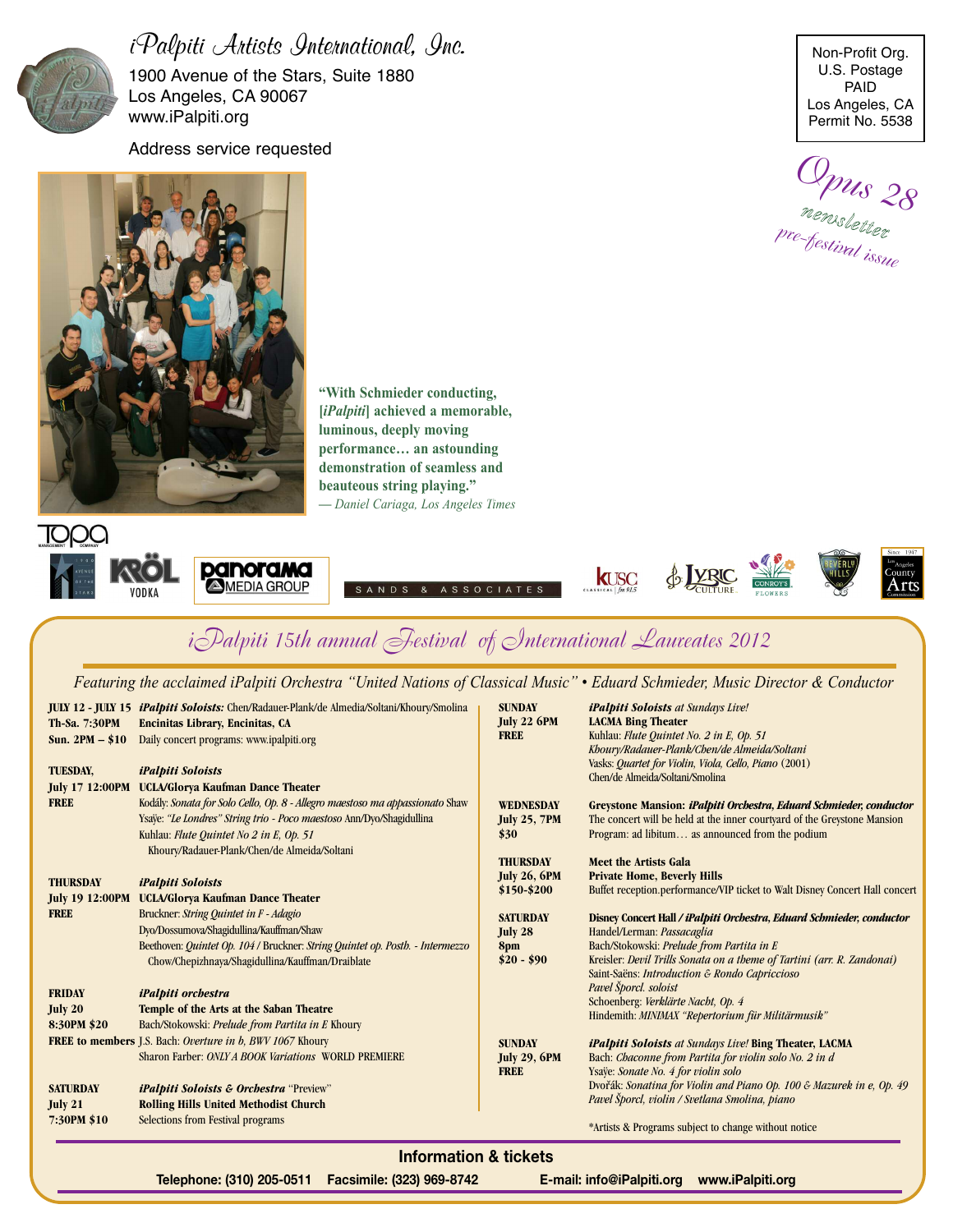# iPalpiti Artists International, Inc.

1900 Avenue of the Stars, Suite 1880
Los Angeles, CA 90067
www.iPalpiti.org

Address service requested

Non-Profit Org.
U.S. Postage
PAID
Los Angeles, CA
Permit No. 5538

Opus 28
newsletter
pre-festival issue

**"With Schmieder conducting, [*iPalpiti*] achieved a memorable, luminous, deeply moving performance… an astounding demonstration of seamless and beauteous string playing."**
*— Daniel Cariaga, Los Angeles Times*

TOPA MANAGEMENT COMPANY · 1900 AVENUE OF THE STARS · KRÖL VODKA · panorama MEDIA GROUP · SANDS & ASSOCIATES · KUSC CLASSICAL fm 91.5 · LYRIC CULTURE · CONROY'S FLOWERS · BEVERLY HILLS · Los Angeles County Arts Commission, Since 1947

## iPalpiti 15th annual Festival of International Laureates 2012

*Featuring the acclaimed iPalpiti Orchestra "United Nations of Classical Music" • Eduard Schmieder, Music Director & Conductor*

**JULY 12 - JULY 15** — ***iPalpiti Soloists:*** Chen/Radauer-Plank/de Almedia/Soltani/Khoury/Smolina
**Th-Sa. 7:30PM** — **Encinitas Library, Encinitas, CA**
**Sun. 2PM – $10** — Daily concert programs: www.ipalpiti.org

**TUESDAY, July 17 12:00PM FREE** — ***iPalpiti Soloists***
**UCLA/Glorya Kaufman Dance Theater**
Kodály: *Sonata for Solo Cello, Op. 8 - Allegro maestoso ma appassionato* Shaw
Ysaÿe: *"Le Londres" String trio - Poco maestoso* Ann/Dyo/Shagidullina
Kuhlau: *Flute Quintet No 2 in E, Op. 51* Khoury/Radauer-Plank/Chen/de Almeida/Soltani

**THURSDAY July 19 12:00PM FREE** — ***iPalpiti Soloists***
**UCLA/Glorya Kaufman Dance Theater**
Bruckner: *String Quintet in F - Adagio* Dyo/Dossumova/Shagidullina/Kauffman/Shaw
Beethoven: *Quintet Op. 104* / Bruckner: *String Quintet op. Posth. - Intermezzo* Chow/Chepizhnaya/Shagidullina/Kauffman/Draiblate

**FRIDAY July 20 8:30PM $20 FREE to members** — ***iPalpiti orchestra***
**Temple of the Arts at the Saban Theatre**
Bach/Stokowski: *Prelude from Partita in E* Khoury
J.S. Bach: *Overture in b, BWV 1067* Khoury
Sharon Farber: *ONLY A BOOK Variations* WORLD PREMIERE

**SATURDAY July 21 7:30PM $10** — ***iPalpiti Soloists & Orchestra*** "Preview"
**Rolling Hills United Methodist Church**
Selections from Festival programs

**SUNDAY July 22 6PM FREE** — ***iPalpiti Soloists*** **at Sundays Live!**
**LACMA Bing Theater**
Kuhlau: *Flute Quintet No. 2 in E, Op. 51* Khoury/Radauer-Plank/Chen/de Almeida/Soltani
Vasks: *Quartet for Violin, Viola, Cello, Piano* (2001) Chen/de Almeida/Soltani/Smolina

**WEDNESDAY July 25, 7PM $30** — **Greystone Mansion: *iPalpiti Orchestra, Eduard Schmieder, conductor***
The concert will be held at the inner courtyard of the Greystone Mansion
Program: ad libitum… as announced from the podium

**THURSDAY July 26, 6PM $150-$200** — **Meet the Artists Gala**
**Private Home, Beverly Hills**
Buffet reception.performance/VIP ticket to Walt Disney Concert Hall concert

**SATURDAY July 28 8pm $20 - $90** — **Disney Concert Hall / *iPalpiti Orchestra, Eduard Schmieder, conductor***
Handel/Lerman: *Passacaglia*
Bach/Stokowski: *Prelude from Partita in E*
Kreisler: *Devil Trills Sonata on a theme of Tartini (arr. R. Zandonai)*
Saint-Saëns: *Introduction & Rondo Capriccioso*
*Pavel Šporcl. soloist*
Schoenberg: *Verklärte Nacht, Op. 4*
Hindemith: *MINIMAX "Repertorium für Militärmusik"*

**SUNDAY July 29, 6PM FREE** — ***iPalpiti Soloists*** **at Sundays Live! Bing Theater, LACMA**
Bach: *Chaconne from Partita for violin solo No. 2 in d*
Ysaÿe: *Sonate No. 4 for violin solo*
Dvořák: *Sonatina for Violin and Piano Op. 100 & Mazurek in e, Op. 49*
*Pavel Šporcl, violin / Svetlana Smolina, piano*

*Artists & Programs subject to change without notice

**Information & tickets**

**Telephone: (310) 205-0511 Facsimile: (323) 969-8742 E-mail: info@iPalpiti.org www.iPalpiti.org**